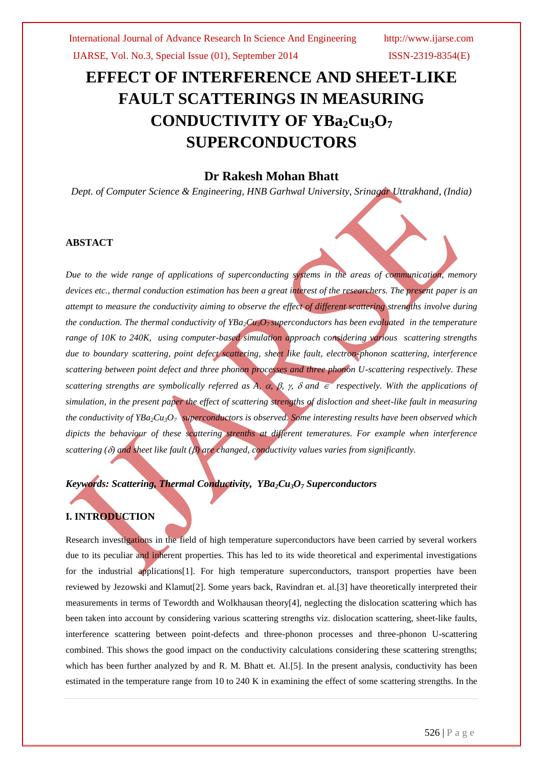# EFFECT OF INTERFERENCE AND SHEET-LIKE FAULT SCATTERINGS IN MEASURING CONDUCTIVITY OF $YBa_2Cu_3O_7$ SUPERCONDUCTORS

## Dr Rakesh Mohan Bhatt

*Dept. of Computer Science & Engineering, HNB Garhwal University, Srinagar Uttrakhand, (India)*

### ABSTACT

*Due to the wide range of applications of superconducting systems in the areas of communication, memory devices etc., thermal conduction estimation has been a great interest of the researchers. The present paper is an attempt to measure the conductivity aiming to observe the effect of different scattering strengths involve during the conduction. The thermal conductivity of $YBa_2Cu_3O_7$ superconductors has been evaluated in the temperature range of 10K to 240K, using computer-based simulation approach considering various scattering strengths due to boundary scattering, point defect scattering, sheet like fault, electron-phonon scattering, interference scattering between point defect and three phonon processes and three phonon U-scattering respectively. These scattering strengths are symbolically referred as A, $\alpha$, $\beta$, $\gamma$, $\delta$ and $\in$ respectively. With the applications of simulation, in the present paper the effect of scattering strengths of disloction and sheet-like fault in measuring the conductivity of $YBa_2Cu_3O_7$ superconductors is observed. Some interesting results have been observed which dipicts the behaviour of these scattering strenths at different temeratures. For example when interference scattering ($\delta$) and sheet like fault ($\beta$) are changed, conductivity values varies from significantly.*

***Keywords: Scattering, Thermal Conductivity, $YBa_2Cu_3O_7$ Superconductors***

### I. INTRODUCTION

Research investigations in the field of high temperature superconductors have been carried by several workers due to its peculiar and inherent properties. This has led to its wide theoretical and experimental investigations for the industrial applications[1]. For high temperature superconductors, transport properties have been reviewed by Jezowski and Klamut[2]. Some years back, Ravindran et. al.[3] have theoretically interpreted their measurements in terms of Tewordth and Wolkhausan theory[4], neglecting the dislocation scattering which has been taken into account by considering various scattering strengths viz. dislocation scattering, sheet-like faults, interference scattering between point-defects and three-phonon processes and three-phonon U-scattering combined. This shows the good impact on the conductivity calculations considering these scattering strengths; which has been further analyzed by and R. M. Bhatt et. Al.[5]. In the present analysis, conductivity has been estimated in the temperature range from 10 to 240 K in examining the effect of some scattering strengths. In the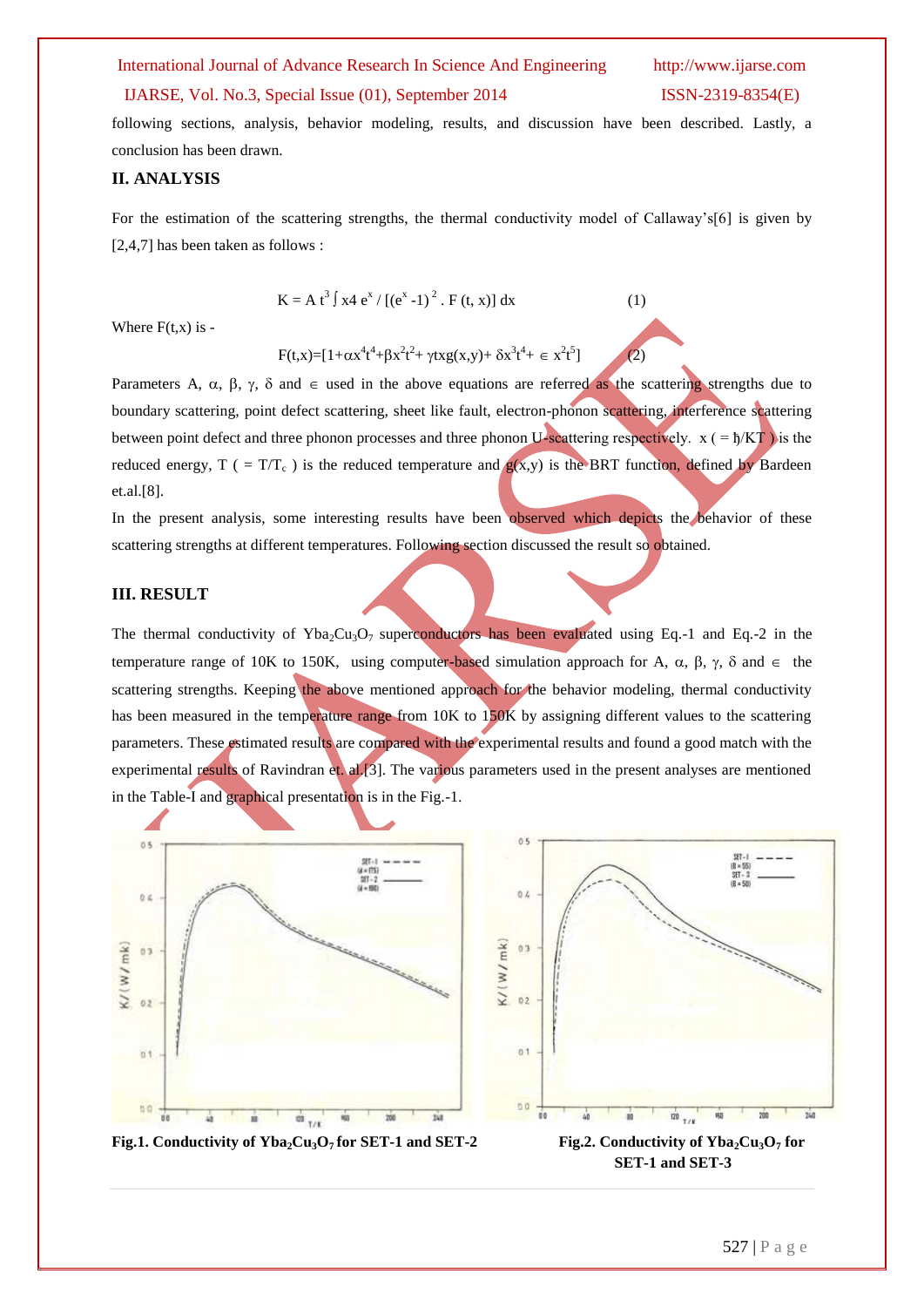following sections, analysis, behavior modeling, results, and discussion have been described. Lastly, a conclusion has been drawn.

## II. ANALYSIS

For the estimation of the scattering strengths, the thermal conductivity model of Callaway's[6] is given by [2,4,7] has been taken as follows :

$$K = A\, t^3 \int x4\, e^x / [(e^x - 1)^2 .\, F(t, x)]\, dx \qquad (1)$$

Where F(t,x) is -

$$F(t,x)=[1+\alpha x^4 t^4+\beta x^2 t^2+ \gamma t x g(x,y)+ \delta x^3 t^4+ \in x^2 t^5] \qquad (2)$$

Parameters A, $\alpha$, $\beta$, $\gamma$, $\delta$ and $\in$ used in the above equations are referred as the scattering strengths due to boundary scattering, point defect scattering, sheet like fault, electron-phonon scattering, interference scattering between point defect and three phonon processes and three phonon U-scattering respectively. x ( = ђ/KT ) is the reduced energy, T ( = $T/T_c$ ) is the reduced temperature and g(x,y) is the BRT function, defined by Bardeen et.al.[8].

In the present analysis, some interesting results have been observed which depicts the behavior of these scattering strengths at different temperatures. Following section discussed the result so obtained.

## III. RESULT

The thermal conductivity of $Yba_2Cu_3O_7$ superconductors has been evaluated using Eq.-1 and Eq.-2 in the temperature range of 10K to 150K, using computer-based simulation approach for A, $\alpha$, $\beta$, $\gamma$, $\delta$ and $\in$ the scattering strengths. Keeping the above mentioned approach for the behavior modeling, thermal conductivity has been measured in the temperature range from 10K to 150K by assigning different values to the scattering parameters. These estimated results are compared with the experimental results and found a good match with the experimental results of Ravindran et. al.[3]. The various parameters used in the present analyses are mentioned in the Table-I and graphical presentation is in the Fig.-1.

**Fig.1. Conductivity of $Yba_2Cu_3O_7$ for SET-1 and SET-2**

**Fig.2. Conductivity of $Yba_2Cu_3O_7$ for SET-1 and SET-3**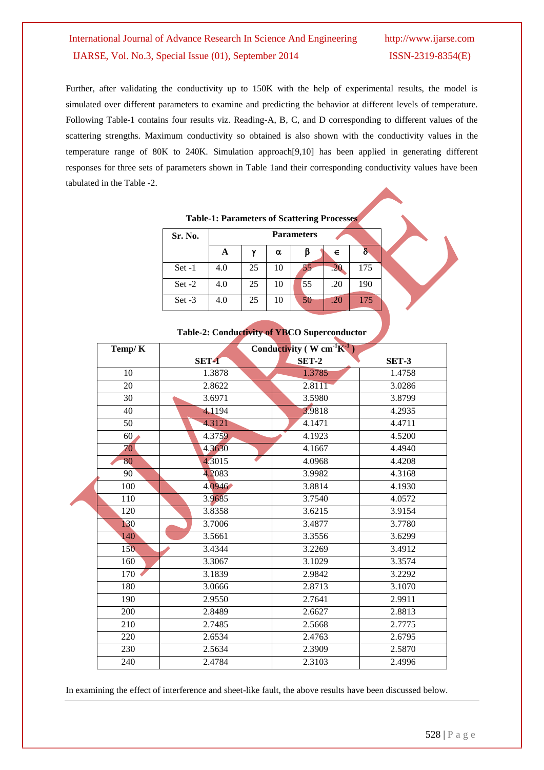Further, after validating the conductivity up to 150K with the help of experimental results, the model is simulated over different parameters to examine and predicting the behavior at different levels of temperature. Following Table-1 contains four results viz. Reading-A, B, C, and D corresponding to different values of the scattering strengths. Maximum conductivity so obtained is also shown with the conductivity values in the temperature range of 80K to 240K. Simulation approach[9,10] has been applied in generating different responses for three sets of parameters shown in Table 1and their corresponding conductivity values have been tabulated in the Table -2.

**Table-1: Parameters of Scattering Processes**

| Sr. No. | Parameters | | | | | |
|---|---|---|---|---|---|---|
| | A | $\gamma$ | $\alpha$ | $\beta$ | $\in$ | $\delta$ |
| Set -1 | 4.0 | 25 | 10 | 55 | .20 | 175 |
| Set -2 | 4.0 | 25 | 10 | 55 | .20 | 190 |
| Set -3 | 4.0 | 25 | 10 | 50 | .20 | 175 |

**Table-2: Conductivity of YBCO Superconductor**

| Temp/ K | Conductivity ( W $cm^{-1}K^{-1}$ ) | | |
|---|---|---|---|
| | SET-1 | SET-2 | SET-3 |
| 10 | 1.3878 | 1.3785 | 1.4758 |
| 20 | 2.8622 | 2.8111 | 3.0286 |
| 30 | 3.6971 | 3.5980 | 3.8799 |
| 40 | 4.1194 | 3.9818 | 4.2935 |
| 50 | 4.3121 | 4.1471 | 4.4711 |
| 60 | 4.3759 | 4.1923 | 4.5200 |
| 70 | 4.3630 | 4.1667 | 4.4940 |
| 80 | 4.3015 | 4.0968 | 4.4208 |
| 90 | 4.2083 | 3.9982 | 4.3168 |
| 100 | 4.0946 | 3.8814 | 4.1930 |
| 110 | 3.9685 | 3.7540 | 4.0572 |
| 120 | 3.8358 | 3.6215 | 3.9154 |
| 130 | 3.7006 | 3.4877 | 3.7780 |
| 140 | 3.5661 | 3.3556 | 3.6299 |
| 150 | 3.4344 | 3.2269 | 3.4912 |
| 160 | 3.3067 | 3.1029 | 3.3574 |
| 170 | 3.1839 | 2.9842 | 3.2292 |
| 180 | 3.0666 | 2.8713 | 3.1070 |
| 190 | 2.9550 | 2.7641 | 2.9911 |
| 200 | 2.8489 | 2.6627 | 2.8813 |
| 210 | 2.7485 | 2.5668 | 2.7775 |
| 220 | 2.6534 | 2.4763 | 2.6795 |
| 230 | 2.5634 | 2.3909 | 2.5870 |
| 240 | 2.4784 | 2.3103 | 2.4996 |

In examining the effect of interference and sheet-like fault, the above results have been discussed below.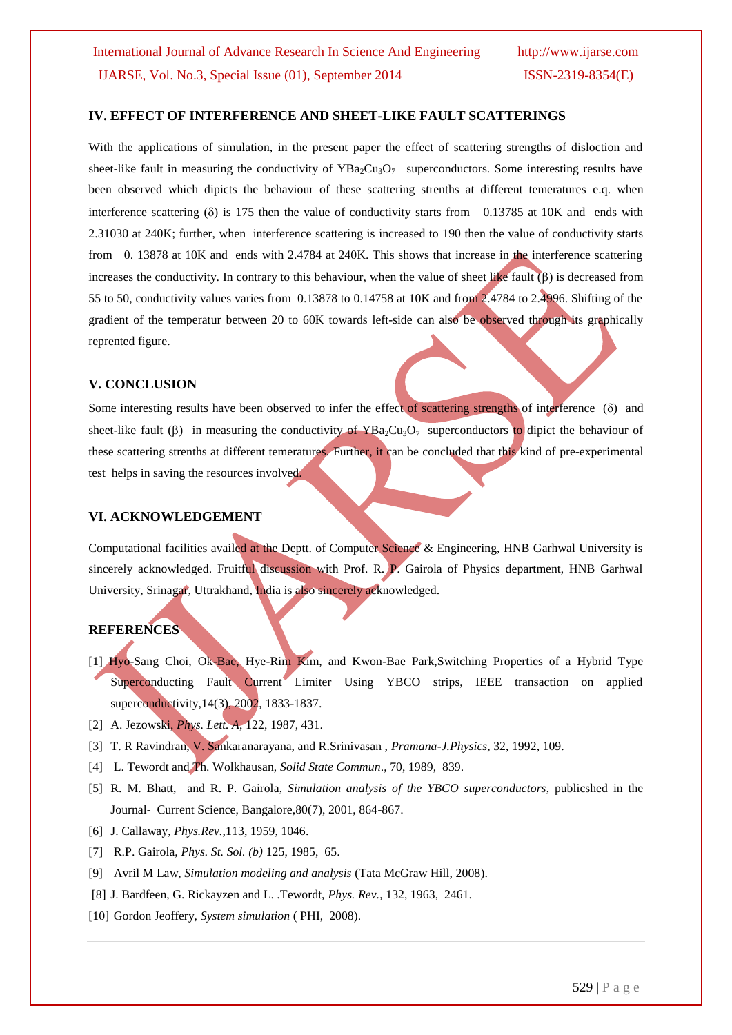## IV. EFFECT OF INTERFERENCE AND SHEET-LIKE FAULT SCATTERINGS

With the applications of simulation, in the present paper the effect of scattering strengths of disloction and sheet-like fault in measuring the conductivity of $YBa_2Cu_3O_7$ superconductors. Some interesting results have been observed which dipicts the behaviour of these scattering strenths at different temeratures e.q. when interference scattering ($\delta$) is 175 then the value of conductivity starts from 0.13785 at 10K and ends with 2.31030 at 240K; further, when interference scattering is increased to 190 then the value of conductivity starts from 0. 13878 at 10K and ends with 2.4784 at 240K. This shows that increase in the interference scattering increases the conductivity. In contrary to this behaviour, when the value of sheet like fault ($\beta$) is decreased from 55 to 50, conductivity values varies from 0.13878 to 0.14758 at 10K and from 2.4784 to 2.4996. Shifting of the gradient of the temperatur between 20 to 60K towards left-side can also be observed through its graphically reprented figure.

## V. CONCLUSION

Some interesting results have been observed to infer the effect of scattering strengths of interference ($\delta$) and sheet-like fault ($\beta$) in measuring the conductivity of $YBa_2Cu_3O_7$ superconductors to dipict the behaviour of these scattering strenths at different temeratures. Further, it can be concluded that this kind of pre-experimental test helps in saving the resources involved.

## VI. ACKNOWLEDGEMENT

Computational facilities availed at the Deptt. of Computer Science & Engineering, HNB Garhwal University is sincerely acknowledged. Fruitful discussion with Prof. R. P. Gairola of Physics department, HNB Garhwal University, Srinagar, Uttrakhand, India is also sincerely acknowledged.

## REFERENCES

[1] Hyo-Sang Choi, Ok-Bae, Hye-Rim Kim, and Kwon-Bae Park,Switching Properties of a Hybrid Type Superconducting Fault Current Limiter Using YBCO strips, IEEE transaction on applied superconductivity,14(3), 2002, 1833-1837.

[2] A. Jezowski, *Phys. Lett. A*, 122, 1987, 431.

[3] T. R Ravindran, V. Sankaranarayana, and R.Srinivasan , *Pramana-J.Physics*, 32, 1992, 109.

[4] L. Tewordt and Th. Wolkhausan, *Solid State Commun*., 70, 1989, 839.

[5] R. M. Bhatt, and R. P. Gairola, *Simulation analysis of the YBCO superconductors*, publicshed in the Journal- Current Science, Bangalore,80(7), 2001, 864-867.

[6] J. Callaway, *Phys.Rev.*,113, 1959, 1046.

[7] R.P. Gairola, *Phys. St. Sol. (b)* 125, 1985, 65.

[9] Avril M Law, *Simulation modeling and analysis* (Tata McGraw Hill, 2008).

[8] J. Bardfeen, G. Rickayzen and L. .Tewordt, *Phys. Rev.*, 132, 1963, 2461.

[10] Gordon Jeoffery, *System simulation* ( PHI, 2008).